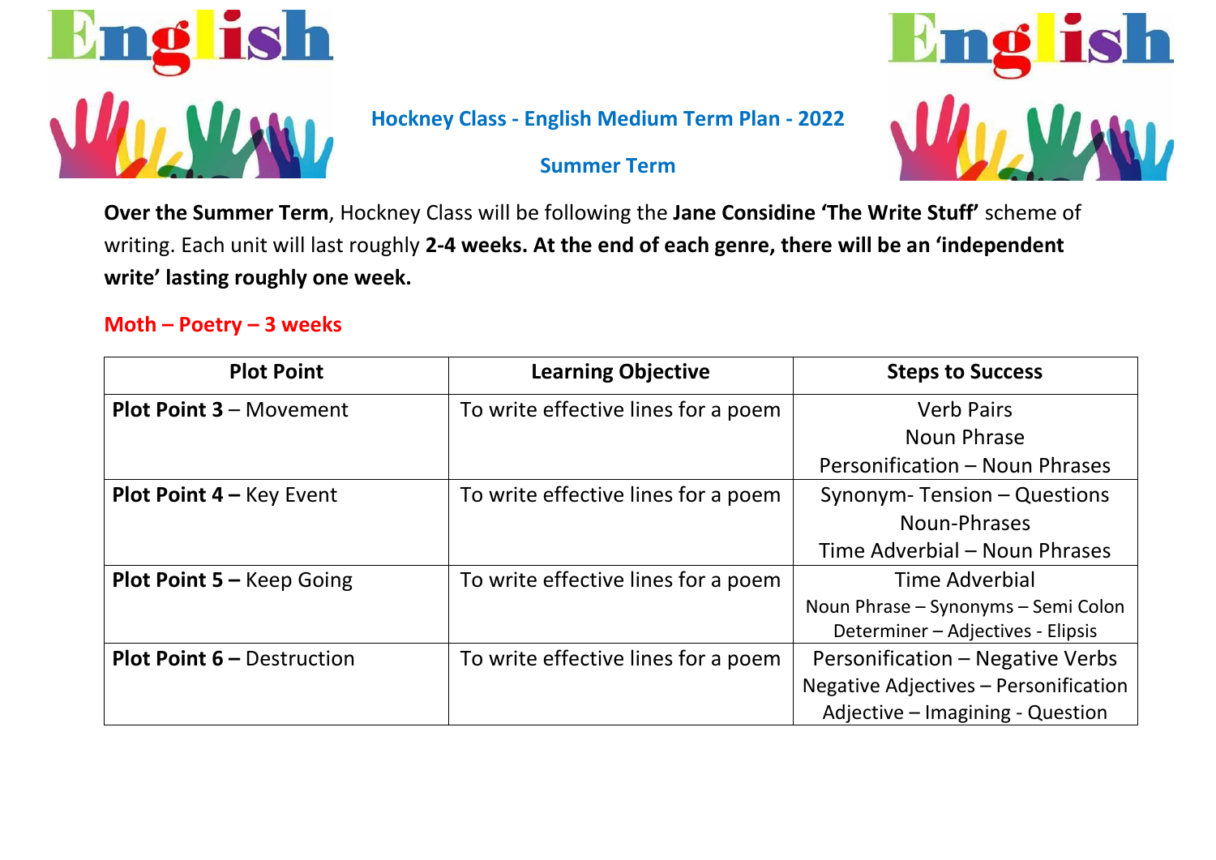# Hockney Class - English Medium Term Plan - 2022

## Summer Term

**Over the Summer Term**, Hockney Class will be following the **Jane Considine 'The Write Stuff'** scheme of writing. Each unit will last roughly **2-4 weeks. At the end of each genre, there will be an 'independent write' lasting roughly one week.**

### Moth – Poetry – 3 weeks

| Plot Point | Learning Objective | Steps to Success |
| --- | --- | --- |
| **Plot Point 3** – Movement | To write effective lines for a poem | Verb Pairs<br>Noun Phrase<br>Personification – Noun Phrases |
| **Plot Point 4 –** Key Event | To write effective lines for a poem | Synonym- Tension – Questions<br>Noun-Phrases<br>Time Adverbial – Noun Phrases |
| **Plot Point 5 –** Keep Going | To write effective lines for a poem | Time Adverbial<br>Noun Phrase – Synonyms – Semi Colon<br>Determiner – Adjectives - Elipsis |
| **Plot Point 6 –** Destruction | To write effective lines for a poem | Personification – Negative Verbs<br>Negative Adjectives – Personification<br>Adjective – Imagining - Question |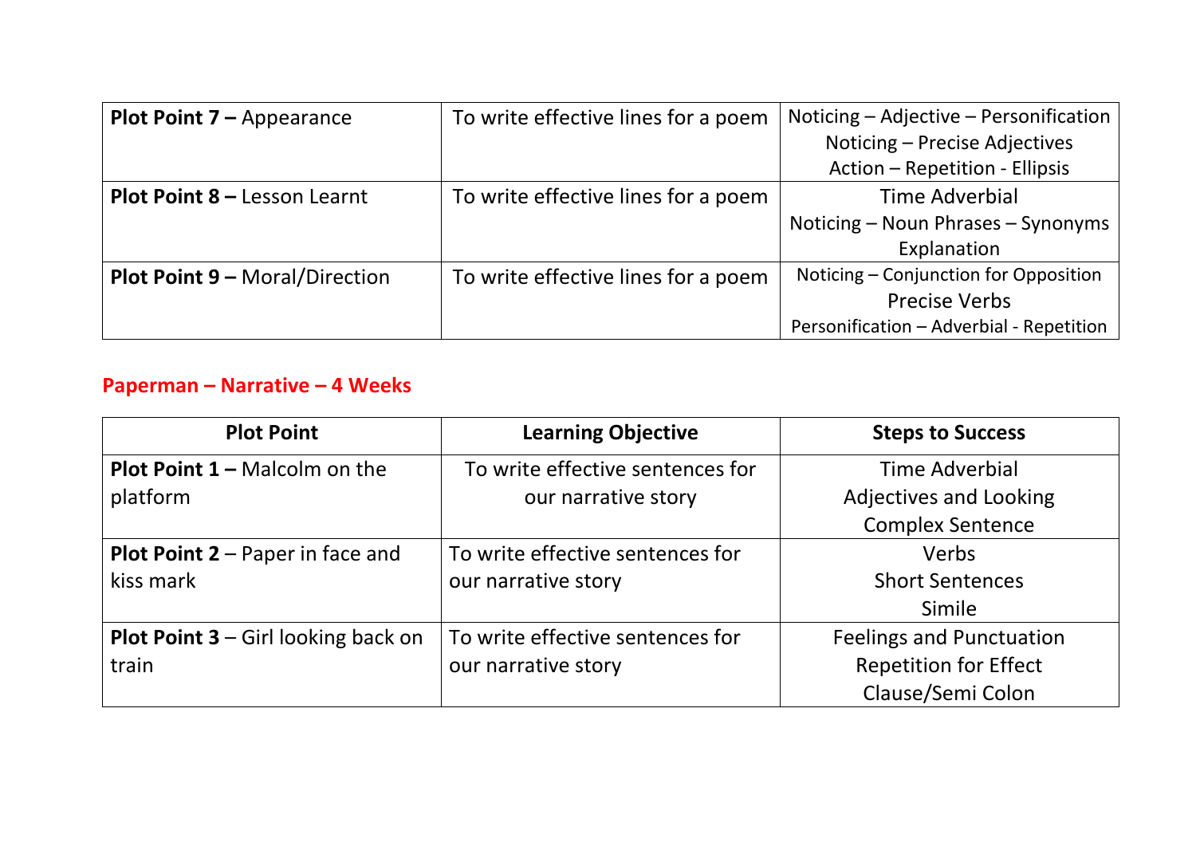| | | |
|---|---|---|
| **Plot Point 7 –** Appearance | To write effective lines for a poem | Noticing – Adjective – Personification<br>Noticing – Precise Adjectives<br>Action – Repetition - Ellipsis |
| **Plot Point 8 –** Lesson Learnt | To write effective lines for a poem | Time Adverbial<br>Noticing – Noun Phrases – Synonyms<br>Explanation |
| **Plot Point 9 –** Moral/Direction | To write effective lines for a poem | Noticing – Conjunction for Opposition<br>Precise Verbs<br>Personification – Adverbial - Repetition |

## Paperman – Narrative – 4 Weeks

| Plot Point | Learning Objective | Steps to Success |
|---|---|---|
| **Plot Point 1 –** Malcolm on the platform | To write effective sentences for our narrative story | Time Adverbial<br>Adjectives and Looking<br>Complex Sentence |
| **Plot Point 2** – Paper in face and kiss mark | To write effective sentences for our narrative story | Verbs<br>Short Sentences<br>Simile |
| **Plot Point 3** – Girl looking back on train | To write effective sentences for our narrative story | Feelings and Punctuation<br>Repetition for Effect<br>Clause/Semi Colon |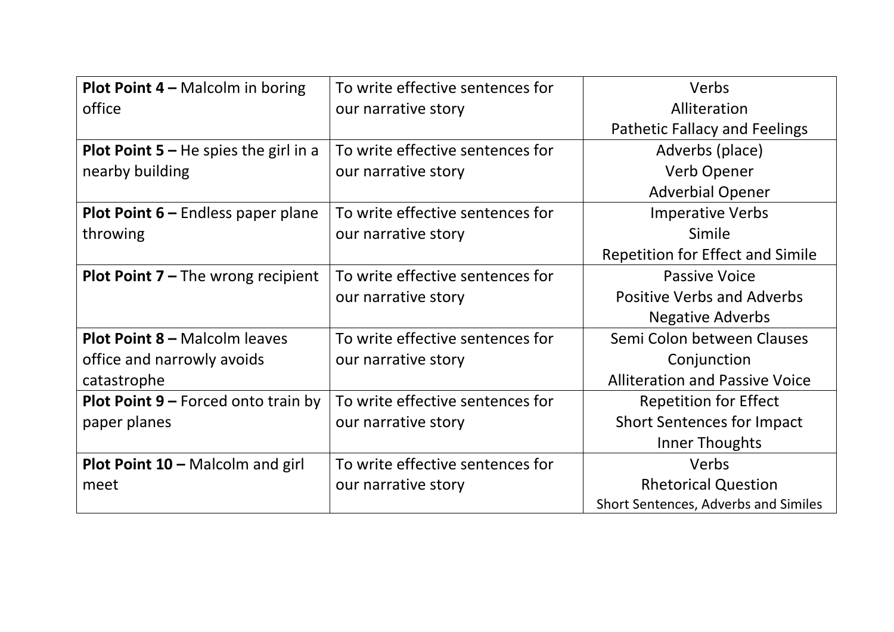| **Plot Point 4 –** Malcolm in boring office | To write effective sentences for our narrative story | Verbs<br>Alliteration<br>Pathetic Fallacy and Feelings |
|---|---|---|
| **Plot Point 5 –** He spies the girl in a nearby building | To write effective sentences for our narrative story | Adverbs (place)<br>Verb Opener<br>Adverbial Opener |
| **Plot Point 6 –** Endless paper plane throwing | To write effective sentences for our narrative story | Imperative Verbs<br>Simile<br>Repetition for Effect and Simile |
| **Plot Point 7 –** The wrong recipient | To write effective sentences for our narrative story | Passive Voice<br>Positive Verbs and Adverbs<br>Negative Adverbs |
| **Plot Point 8 –** Malcolm leaves office and narrowly avoids catastrophe | To write effective sentences for our narrative story | Semi Colon between Clauses<br>Conjunction<br>Alliteration and Passive Voice |
| **Plot Point 9 –** Forced onto train by paper planes | To write effective sentences for our narrative story | Repetition for Effect<br>Short Sentences for Impact<br>Inner Thoughts |
| **Plot Point 10 –** Malcolm and girl meet | To write effective sentences for our narrative story | Verbs<br>Rhetorical Question<br>Short Sentences, Adverbs and Similes |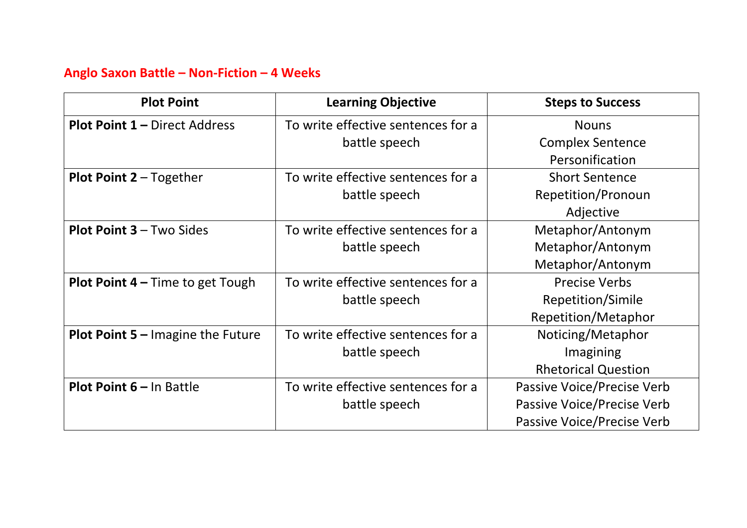## Anglo Saxon Battle – Non-Fiction – 4 Weeks

| Plot Point | Learning Objective | Steps to Success |
|---|---|---|
| **Plot Point 1 –** Direct Address | To write effective sentences for a battle speech | Nouns<br>Complex Sentence<br>Personification |
| **Plot Point 2** – Together | To write effective sentences for a battle speech | Short Sentence<br>Repetition/Pronoun<br>Adjective |
| **Plot Point 3** – Two Sides | To write effective sentences for a battle speech | Metaphor/Antonym<br>Metaphor/Antonym<br>Metaphor/Antonym |
| **Plot Point 4 –** Time to get Tough | To write effective sentences for a battle speech | Precise Verbs<br>Repetition/Simile<br>Repetition/Metaphor |
| **Plot Point 5 –** Imagine the Future | To write effective sentences for a battle speech | Noticing/Metaphor<br>Imagining<br>Rhetorical Question |
| **Plot Point 6 –** In Battle | To write effective sentences for a battle speech | Passive Voice/Precise Verb<br>Passive Voice/Precise Verb<br>Passive Voice/Precise Verb |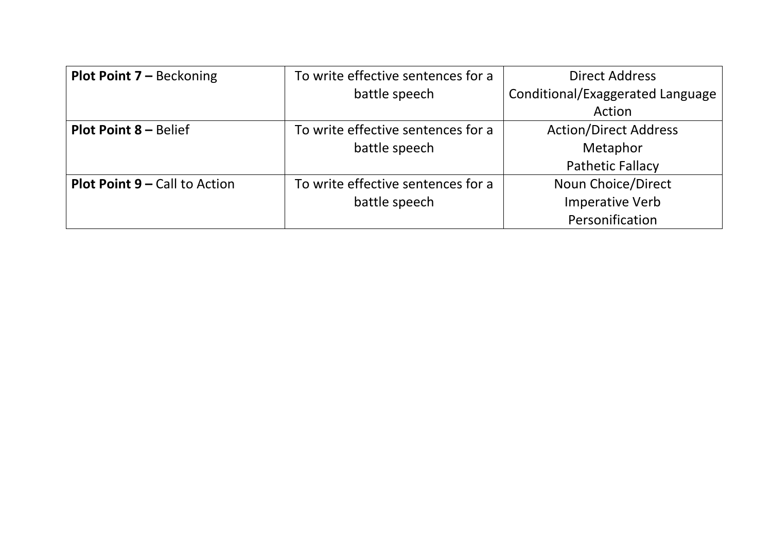| | | |
|---|---|---|
| **Plot Point 7 –** Beckoning | To write effective sentences for a battle speech | Direct Address<br>Conditional/Exaggerated Language<br>Action |
| **Plot Point 8 –** Belief | To write effective sentences for a battle speech | Action/Direct Address<br>Metaphor<br>Pathetic Fallacy |
| **Plot Point 9 –** Call to Action | To write effective sentences for a battle speech | Noun Choice/Direct<br>Imperative Verb<br>Personification |